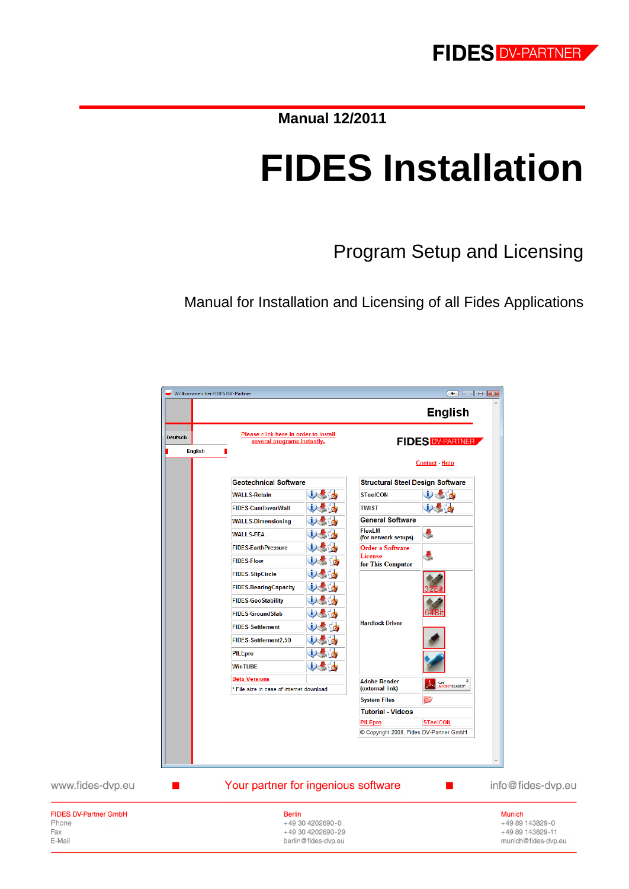FIDES DV-PARTNER

Manual 12/2011

# FIDES Installation

## Program Setup and Licensing

Manual for Installation and Licensing of all Fides Applications

www.fides-dvp.eu ■ Your partner for ingenious software ■ info@fides-dvp.eu

| FIDES DV-Partner GmbH | Berlin | Munich |
|---|---|---|
| Phone | +49 30 4202690-0 | +49 89 143829-0 |
| Fax | +49 30 4202690-29 | +49 89 143829-11 |
| E-Mail | berlin@fides-dvp.eu | munich@fides-dvp.eu |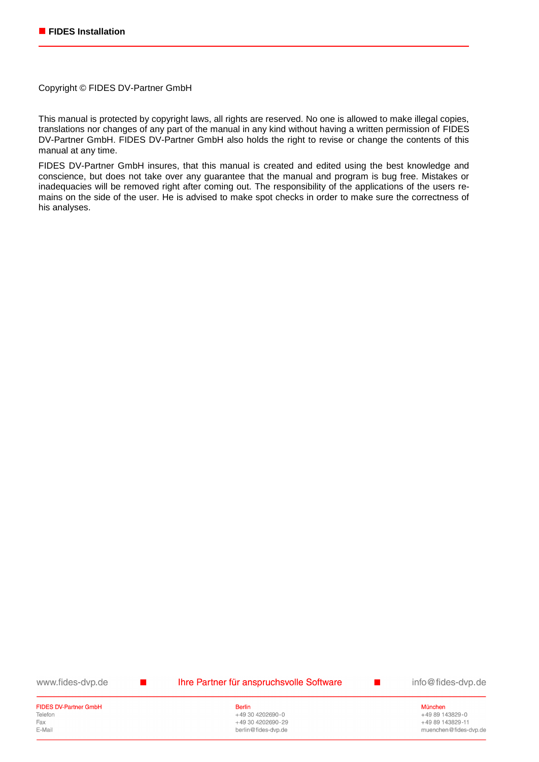Copyright © FIDES DV-Partner GmbH

This manual is protected by copyright laws, all rights are reserved. No one is allowed to make illegal copies, translations nor changes of any part of the manual in any kind without having a written permission of FIDES DV-Partner GmbH. FIDES DV-Partner GmbH also holds the right to revise or change the contents of this manual at any time.

FIDES DV-Partner GmbH insures, that this manual is created and edited using the best knowledge and conscience, but does not take over any guarantee that the manual and program is bug free. Mistakes or inadequacies will be removed right after coming out. The responsibility of the applications of the users remains on the side of the user. He is advised to make spot checks in order to make sure the correctness of his analyses.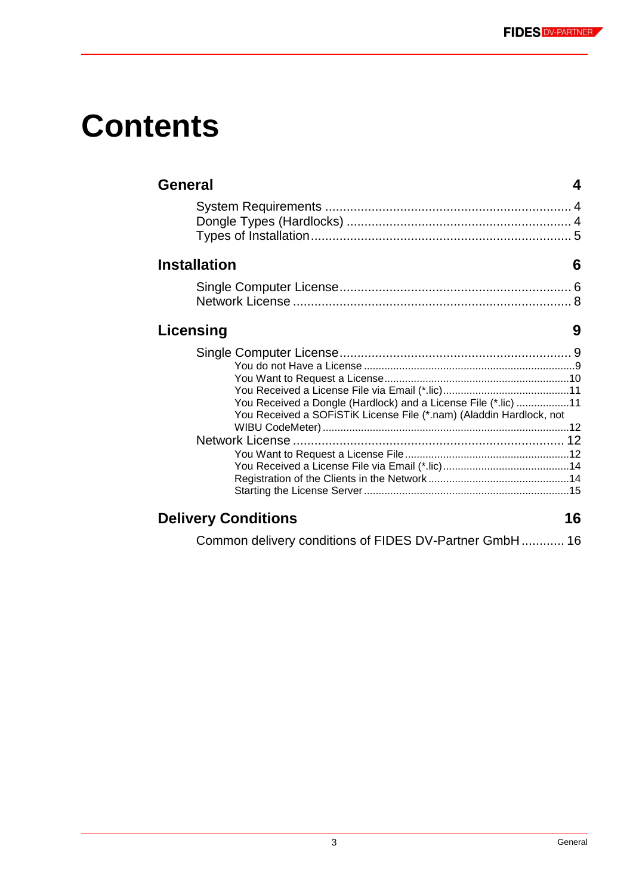# Contents

**General** 4

- System Requirements 4
- Dongle Types (Hardlocks) 4
- Types of Installation 5

**Installation** 6

- Single Computer License 6
- Network License 8

**Licensing** 9

- Single Computer License 9
  - You do not Have a License 9
  - You Want to Request a License 10
  - You Received a License File via Email (*.lic) 11
  - You Received a Dongle (Hardlock) and a License File (*.lic) 11
  - You Received a SOFiSTiK License File (*.nam) (Aladdin Hardlock, not WIBU CodeMeter) 12
- Network License 12
  - You Want to Request a License File 12
  - You Received a License File via Email (*.lic) 14
  - Registration of the Clients in the Network 14
  - Starting the License Server 15

**Delivery Conditions** 16

- Common delivery conditions of FIDES DV-Partner GmbH 16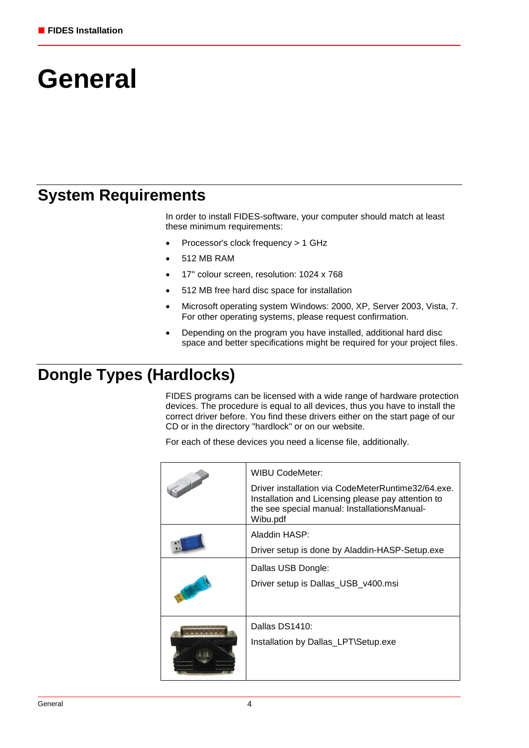// General

## System Requirements

In order to install FIDES-software, your computer should match at least these minimum requirements:

- Processor's clock frequency > 1 GHz
- 512 MB RAM
- 17" colour screen, resolution: 1024 x 768
- 512 MB free hard disc space for installation
- Microsoft operating system Windows: 2000, XP, Server 2003, Vista, 7. For other operating systems, please request confirmation.
- Depending on the program you have installed, additional hard disc space and better specifications might be required for your project files.

## Dongle Types (Hardlocks)

FIDES programs can be licensed with a wide range of hardware protection devices. The procedure is equal to all devices, thus you have to install the correct driver before. You find these drivers either on the start page of our CD or in the directory "hardlock" or on our website.

For each of these devices you need a license file, additionally.

| | |
|---|---|
| | WIBU CodeMeter:<br><br>Driver installation via CodeMeterRuntime32/64.exe. Installation and Licensing please pay attention to the see special manual: InstallationsManual-Wibu.pdf |
| | Aladdin HASP:<br><br>Driver setup is done by Aladdin-HASP-Setup.exe |
| | Dallas USB Dongle:<br><br>Driver setup is Dallas_USB_v400.msi |
| | Dallas DS1410:<br><br>Installation by Dallas_LPT\Setup.exe |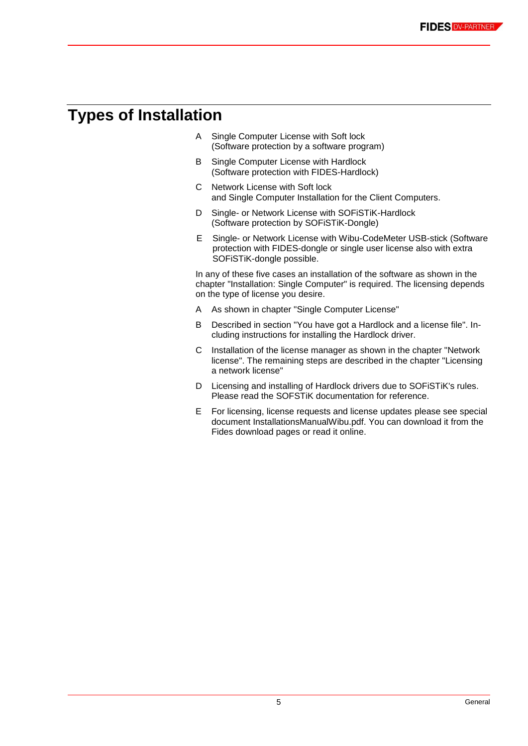# Types of Installation

A Single Computer License with Soft lock
(Software protection by a software program)

B Single Computer License with Hardlock
(Software protection with FIDES-Hardlock)

C Network License with Soft lock
and Single Computer Installation for the Client Computers.

D Single- or Network License with SOFiSTiK-Hardlock
(Software protection by SOFiSTiK-Dongle)

E Single- or Network License with Wibu-CodeMeter USB-stick (Software protection with FIDES-dongle or single user license also with extra SOFiSTiK-dongle possible.

In any of these five cases an installation of the software as shown in the chapter "Installation: Single Computer" is required. The licensing depends on the type of license you desire.

A As shown in chapter "Single Computer License"

B Described in section "You have got a Hardlock and a license file". Including instructions for installing the Hardlock driver.

C Installation of the license manager as shown in the chapter "Network license". The remaining steps are described in the chapter "Licensing a network license"

D Licensing and installing of Hardlock drivers due to SOFiSTiK's rules. Please read the SOFSTiK documentation for reference.

E For licensing, license requests and license updates please see special document InstallationsManualWibu.pdf. You can download it from the Fides download pages or read it online.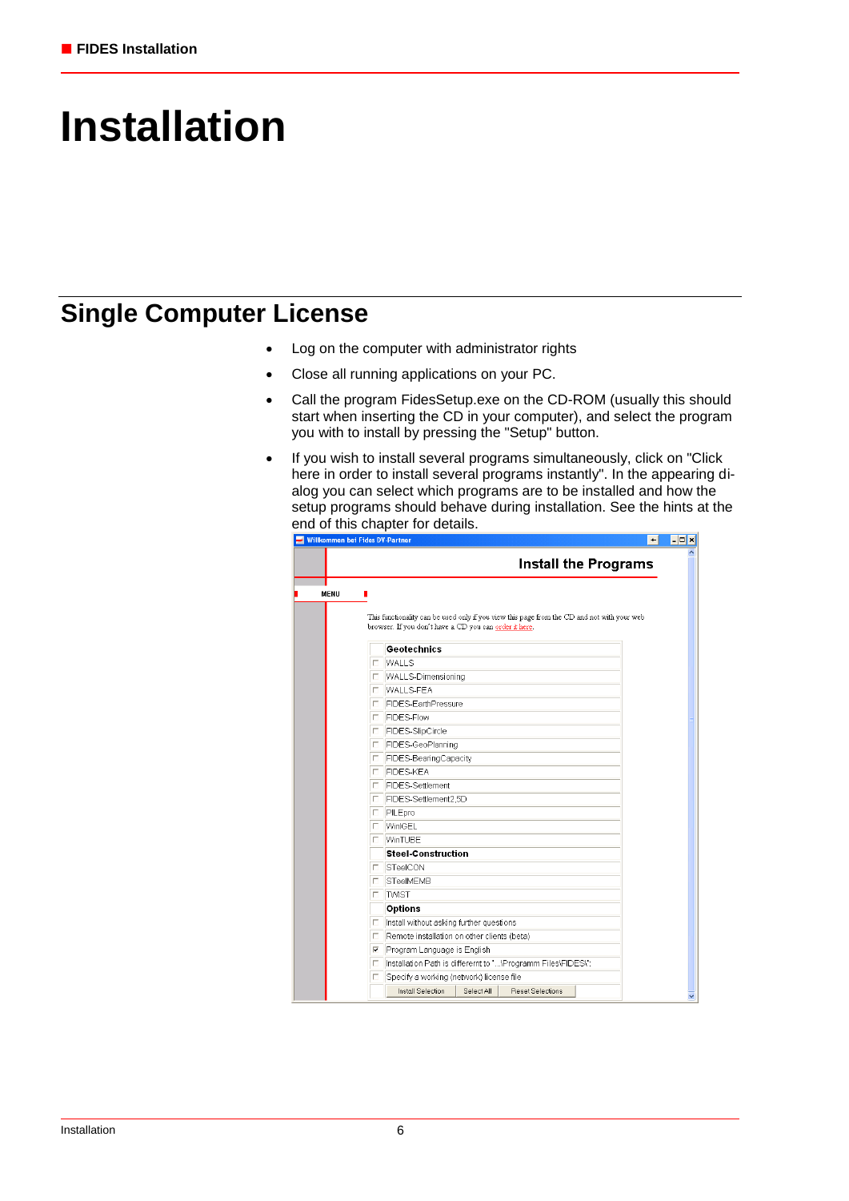# Installation

## Single Computer License

- Log on the computer with administrator rights
- Close all running applications on your PC.
- Call the program FidesSetup.exe on the CD-ROM (usually this should start when inserting the CD in your computer), and select the program you with to install by pressing the "Setup" button.
- If you wish to install several programs simultaneously, click on "Click here in order to install several programs instantly". In the appearing dialog you can select which programs are to be installed and how the setup programs should behave during installation. See the hints at the end of this chapter for details.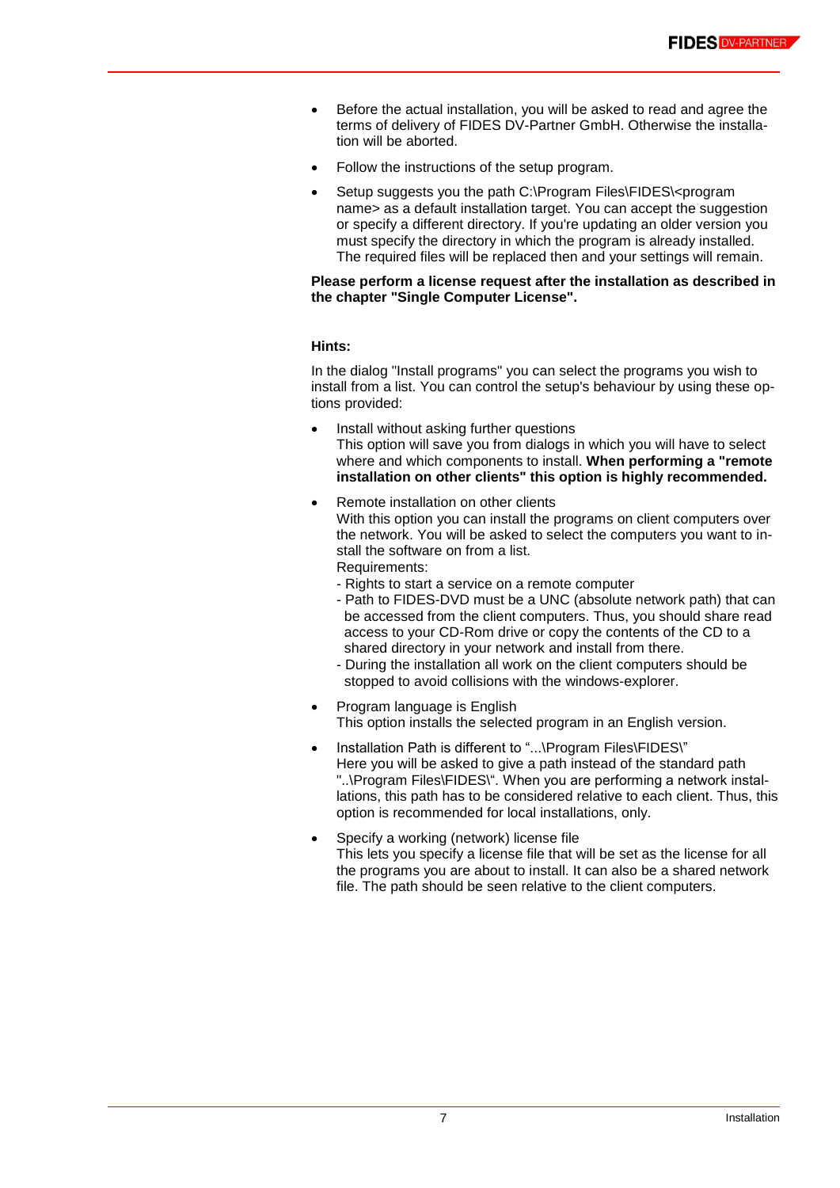- Before the actual installation, you will be asked to read and agree the terms of delivery of FIDES DV-Partner GmbH. Otherwise the installation will be aborted.
- Follow the instructions of the setup program.
- Setup suggests you the path C:\Program Files\FIDES\<program name> as a default installation target. You can accept the suggestion or specify a different directory. If you're updating an older version you must specify the directory in which the program is already installed. The required files will be replaced then and your settings will remain.

**Please perform a license request after the installation as described in the chapter "Single Computer License".**

**Hints:**

In the dialog "Install programs" you can select the programs you wish to install from a list. You can control the setup's behaviour by using these options provided:

- Install without asking further questions
  This option will save you from dialogs in which you will have to select where and which components to install. **When performing a "remote installation on other clients" this option is highly recommended.**
- Remote installation on other clients
  With this option you can install the programs on client computers over the network. You will be asked to select the computers you want to install the software on from a list.
  Requirements:
  - Rights to start a service on a remote computer
  - Path to FIDES-DVD must be a UNC (absolute network path) that can be accessed from the client computers. Thus, you should share read access to your CD-Rom drive or copy the contents of the CD to a shared directory in your network and install from there.
  - During the installation all work on the client computers should be stopped to avoid collisions with the windows-explorer.
- Program language is English
  This option installs the selected program in an English version.
- Installation Path is different to "...\Program Files\FIDES\"
  Here you will be asked to give a path instead of the standard path "..\Program Files\FIDES\". When you are performing a network installations, this path has to be considered relative to each client. Thus, this option is recommended for local installations, only.
- Specify a working (network) license file
  This lets you specify a license file that will be set as the license for all the programs you are about to install. It can also be a shared network file. The path should be seen relative to the client computers.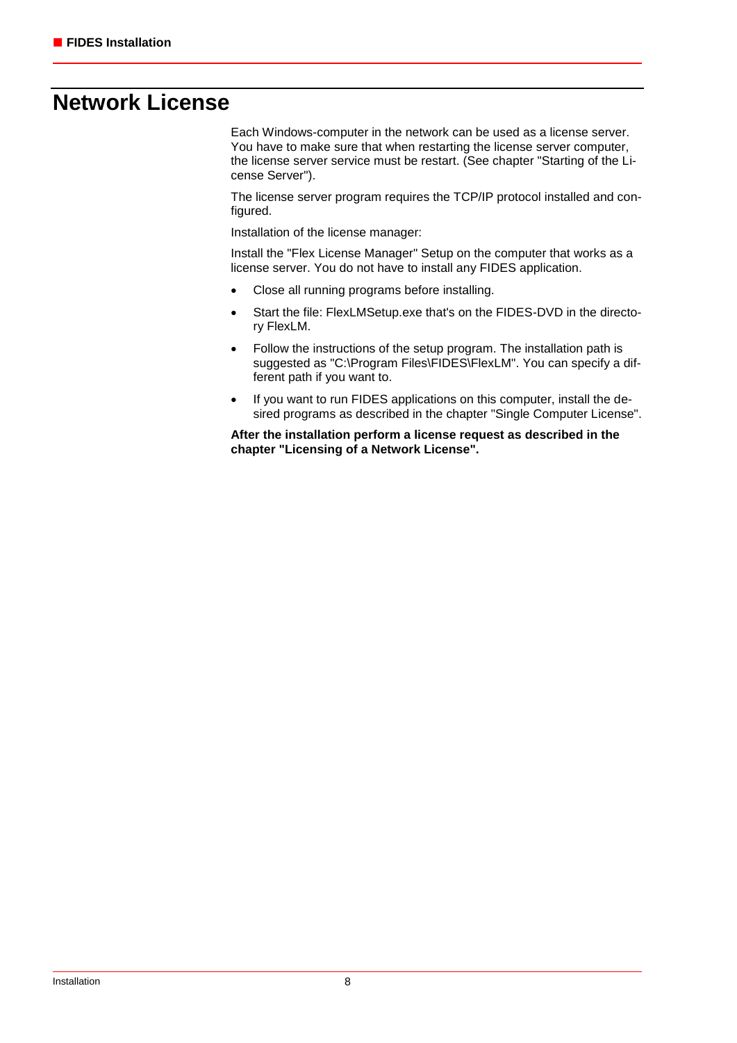# Network License

Each Windows-computer in the network can be used as a license server. You have to make sure that when restarting the license server computer, the license server service must be restart. (See chapter "Starting of the License Server").

The license server program requires the TCP/IP protocol installed and configured.

Installation of the license manager:

Install the "Flex License Manager" Setup on the computer that works as a license server. You do not have to install any FIDES application.

- Close all running programs before installing.
- Start the file: FlexLMSetup.exe that's on the FIDES-DVD in the directory FlexLM.
- Follow the instructions of the setup program. The installation path is suggested as "C:\Program Files\FIDES\FlexLM". You can specify a different path if you want to.
- If you want to run FIDES applications on this computer, install the desired programs as described in the chapter "Single Computer License".

**After the installation perform a license request as described in the chapter "Licensing of a Network License".**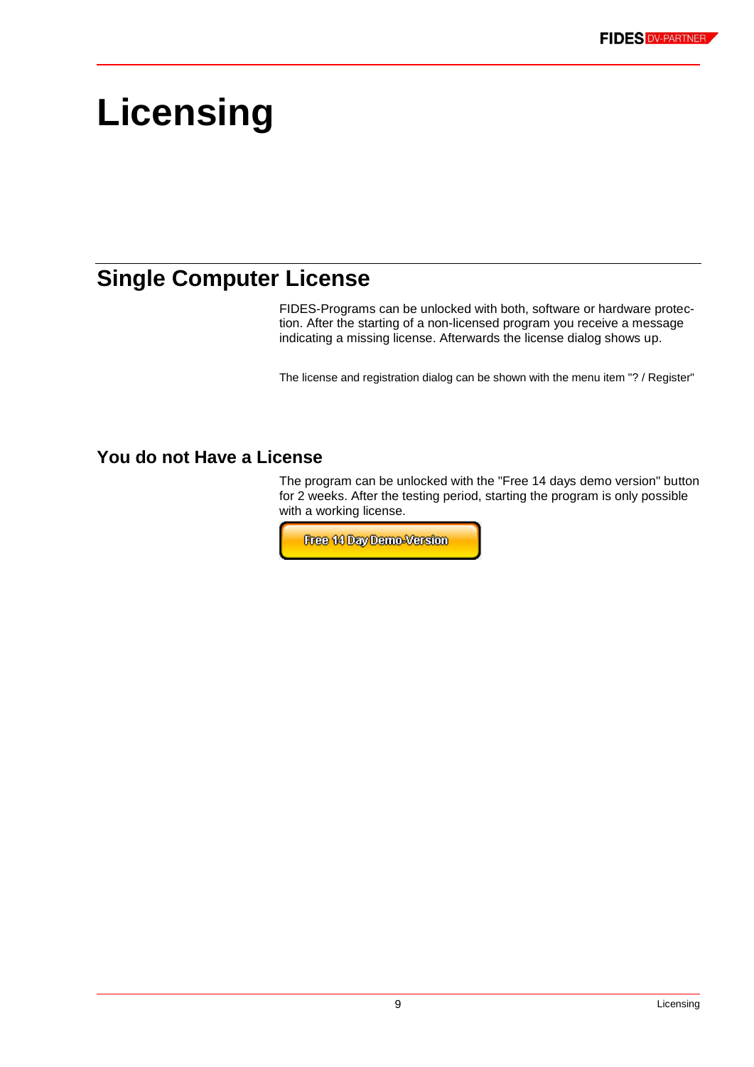# Licensing

## Single Computer License

FIDES-Programs can be unlocked with both, software or hardware protection. After the starting of a non-licensed program you receive a message indicating a missing license. Afterwards the license dialog shows up.

The license and registration dialog can be shown with the menu item "? / Register"

### You do not Have a License

The program can be unlocked with the "Free 14 days demo version" button for 2 weeks. After the testing period, starting the program is only possible with a working license.

Free 14 Day Demo-Version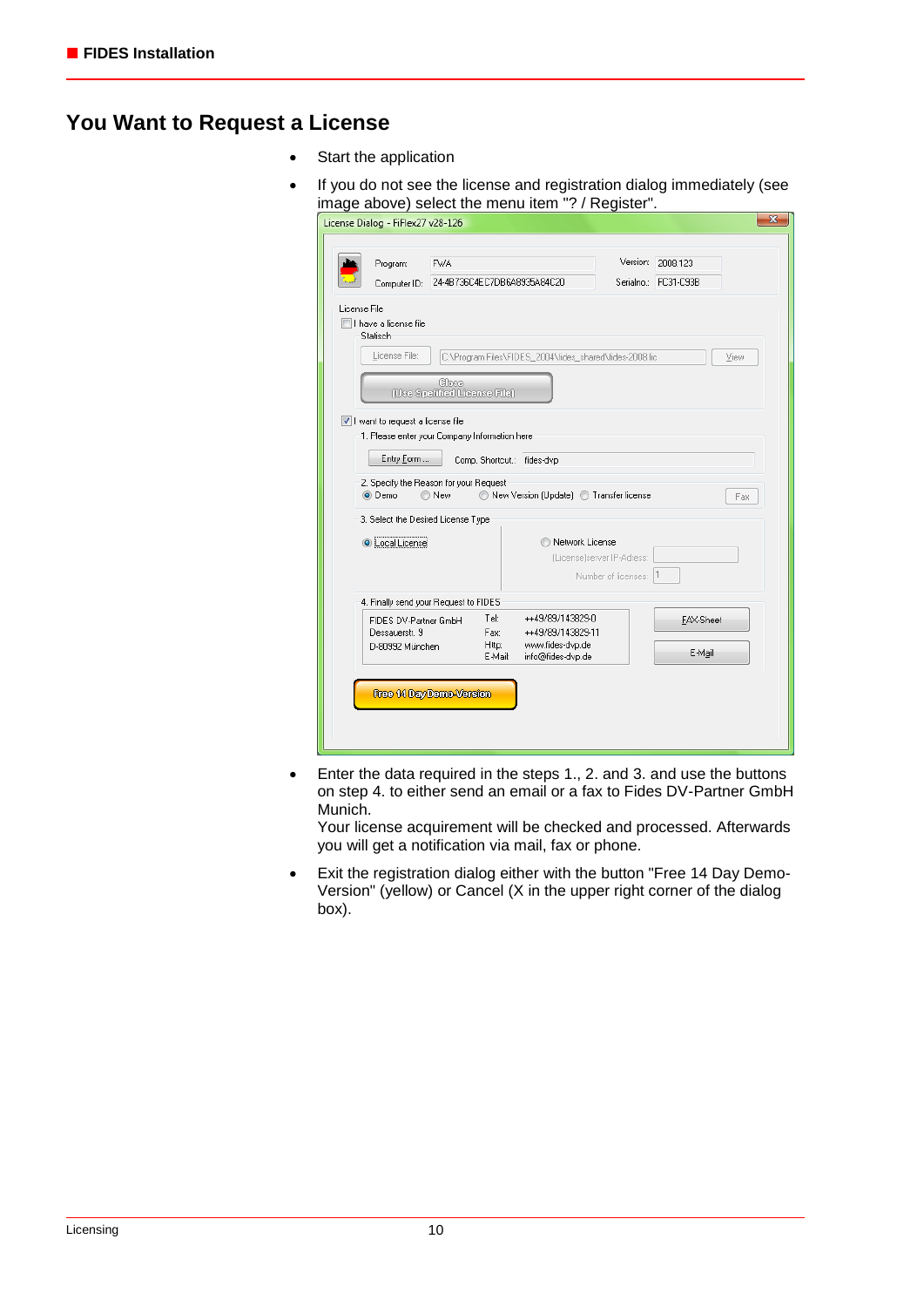## You Want to Request a License

- Start the application
- If you do not see the license and registration dialog immediately (see image above) select the menu item "? / Register".
- Enter the data required in the steps 1., 2. and 3. and use the buttons on step 4. to either send an email or a fax to Fides DV-Partner GmbH Munich.
  Your license acquirement will be checked and processed. Afterwards you will get a notification via mail, fax or phone.
- Exit the registration dialog either with the button "Free 14 Day Demo-Version" (yellow) or Cancel (X in the upper right corner of the dialog box).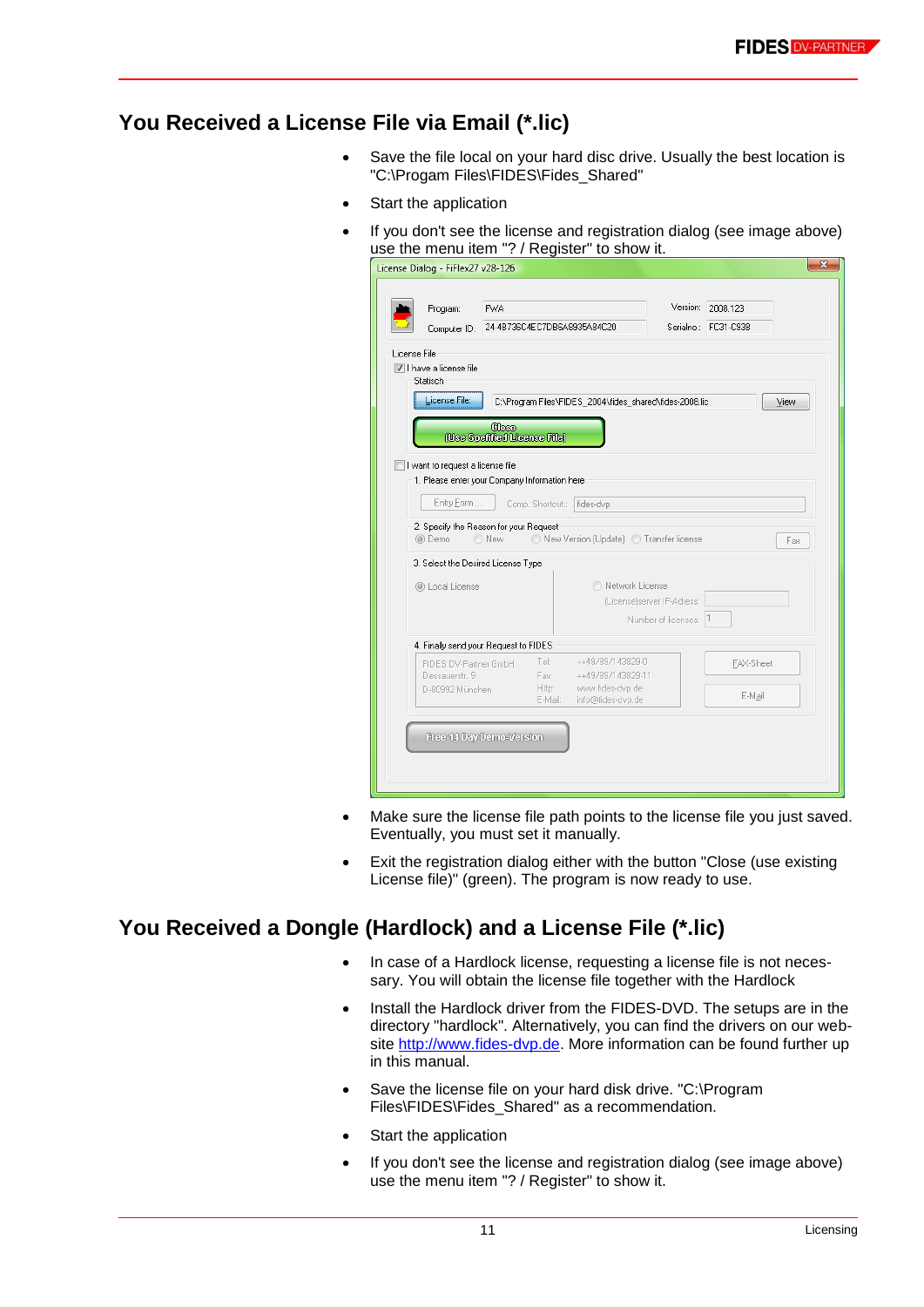## You Received a License File via Email (*.lic)

- Save the file local on your hard disc drive. Usually the best location is "C:\Progam Files\FIDES\Fides_Shared"
- Start the application
- If you don't see the license and registration dialog (see image above) use the menu item "? / Register" to show it.
- Make sure the license file path points to the license file you just saved. Eventually, you must set it manually.
- Exit the registration dialog either with the button "Close (use existing License file)" (green). The program is now ready to use.

## You Received a Dongle (Hardlock) and a License File (*.lic)

- In case of a Hardlock license, requesting a license file is not necessary. You will obtain the license file together with the Hardlock
- Install the Hardlock driver from the FIDES-DVD. The setups are in the directory "hardlock". Alternatively, you can find the drivers on our website http://www.fides-dvp.de. More information can be found further up in this manual.
- Save the license file on your hard disk drive. "C:\Program Files\FIDES\Fides_Shared" as a recommendation.
- Start the application
- If you don't see the license and registration dialog (see image above) use the menu item "? / Register" to show it.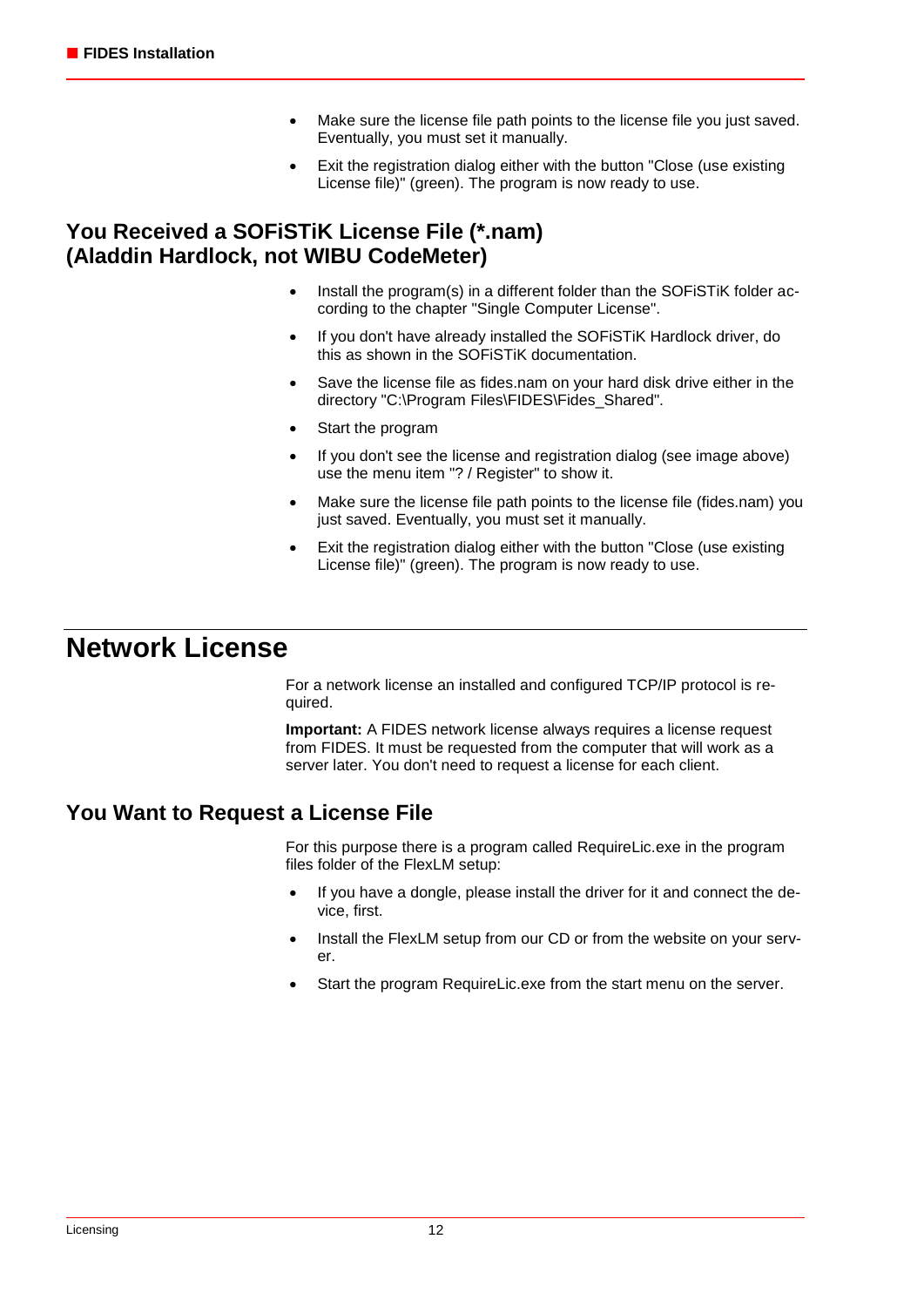- Make sure the license file path points to the license file you just saved. Eventually, you must set it manually.
- Exit the registration dialog either with the button "Close (use existing License file)" (green). The program is now ready to use.

## You Received a SOFiSTiK License File (*.nam) (Aladdin Hardlock, not WIBU CodeMeter)

- Install the program(s) in a different folder than the SOFiSTiK folder according to the chapter "Single Computer License".
- If you don't have already installed the SOFiSTiK Hardlock driver, do this as shown in the SOFiSTiK documentation.
- Save the license file as fides.nam on your hard disk drive either in the directory "C:\Program Files\FIDES\Fides_Shared".
- Start the program
- If you don't see the license and registration dialog (see image above) use the menu item "? / Register" to show it.
- Make sure the license file path points to the license file (fides.nam) you just saved. Eventually, you must set it manually.
- Exit the registration dialog either with the button "Close (use existing License file)" (green). The program is now ready to use.

# Network License

For a network license an installed and configured TCP/IP protocol is required.

**Important:** A FIDES network license always requires a license request from FIDES. It must be requested from the computer that will work as a server later. You don't need to request a license for each client.

## You Want to Request a License File

For this purpose there is a program called RequireLic.exe in the program files folder of the FlexLM setup:

- If you have a dongle, please install the driver for it and connect the device, first.
- Install the FlexLM setup from our CD or from the website on your server.
- Start the program RequireLic.exe from the start menu on the server.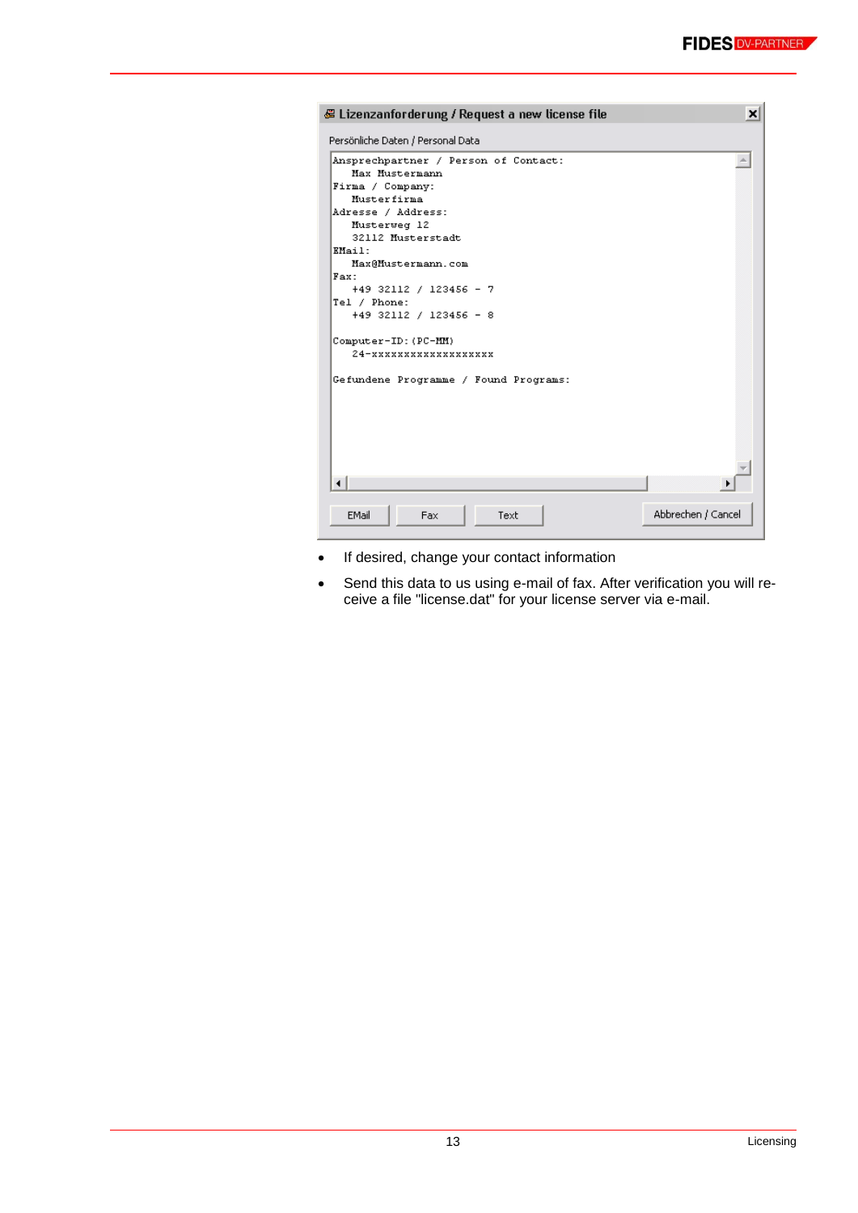**Lizenzanforderung / Request a new license file**

Persönliche Daten / Personal Data

```
Ansprechpartner / Person of Contact:
   Max Mustermann
Firma / Company:
   Musterfirma
Adresse / Address:
   Musterweg 12
   32112 Musterstadt
EMail:
   Max@Mustermann.com
Fax:
   +49 32112 / 123456 - 7
Tel / Phone:
   +49 32112 / 123456 - 8

Computer-ID:(PC-MM)
   24-xxxxxxxxxxxxxxxxxx

Gefundene Programme / Found Programs:
```

EMail | Fax | Text | Abbrechen / Cancel

- If desired, change your contact information
- Send this data to us using e-mail of fax. After verification you will receive a file "license.dat" for your license server via e-mail.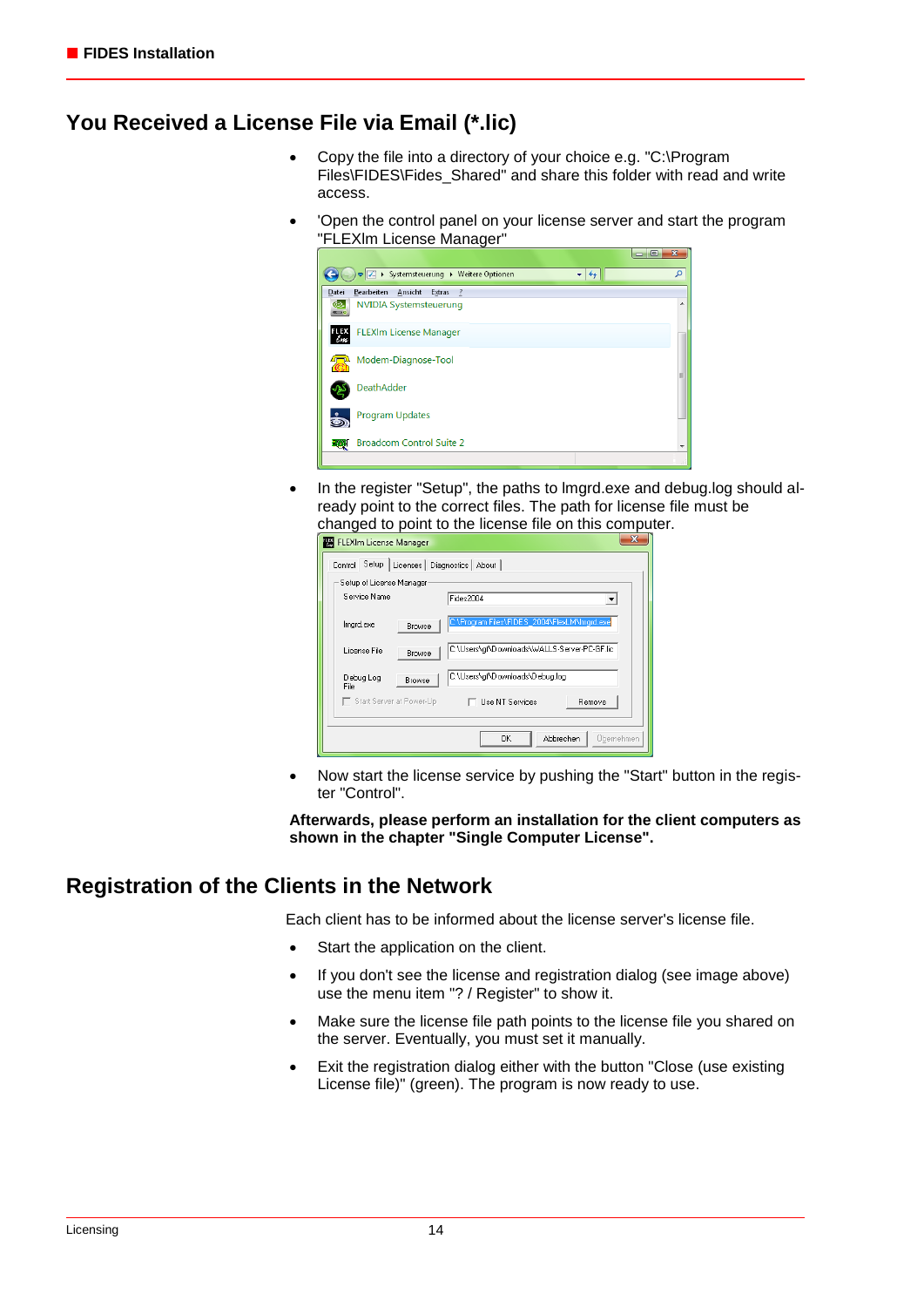## You Received a License File via Email (*.lic)

- Copy the file into a directory of your choice e.g. "C:\Program Files\FIDES\Fides_Shared" and share this folder with read and write access.
- 'Open the control panel on your license server and start the program "FLEXlm License Manager"
- In the register "Setup", the paths to lmgrd.exe and debug.log should already point to the correct files. The path for license file must be changed to point to the license file on this computer.
- Now start the license service by pushing the "Start" button in the register "Control".

**Afterwards, please perform an installation for the client computers as shown in the chapter "Single Computer License".**

## Registration of the Clients in the Network

Each client has to be informed about the license server's license file.

- Start the application on the client.
- If you don't see the license and registration dialog (see image above) use the menu item "? / Register" to show it.
- Make sure the license file path points to the license file you shared on the server. Eventually, you must set it manually.
- Exit the registration dialog either with the button "Close (use existing License file)" (green). The program is now ready to use.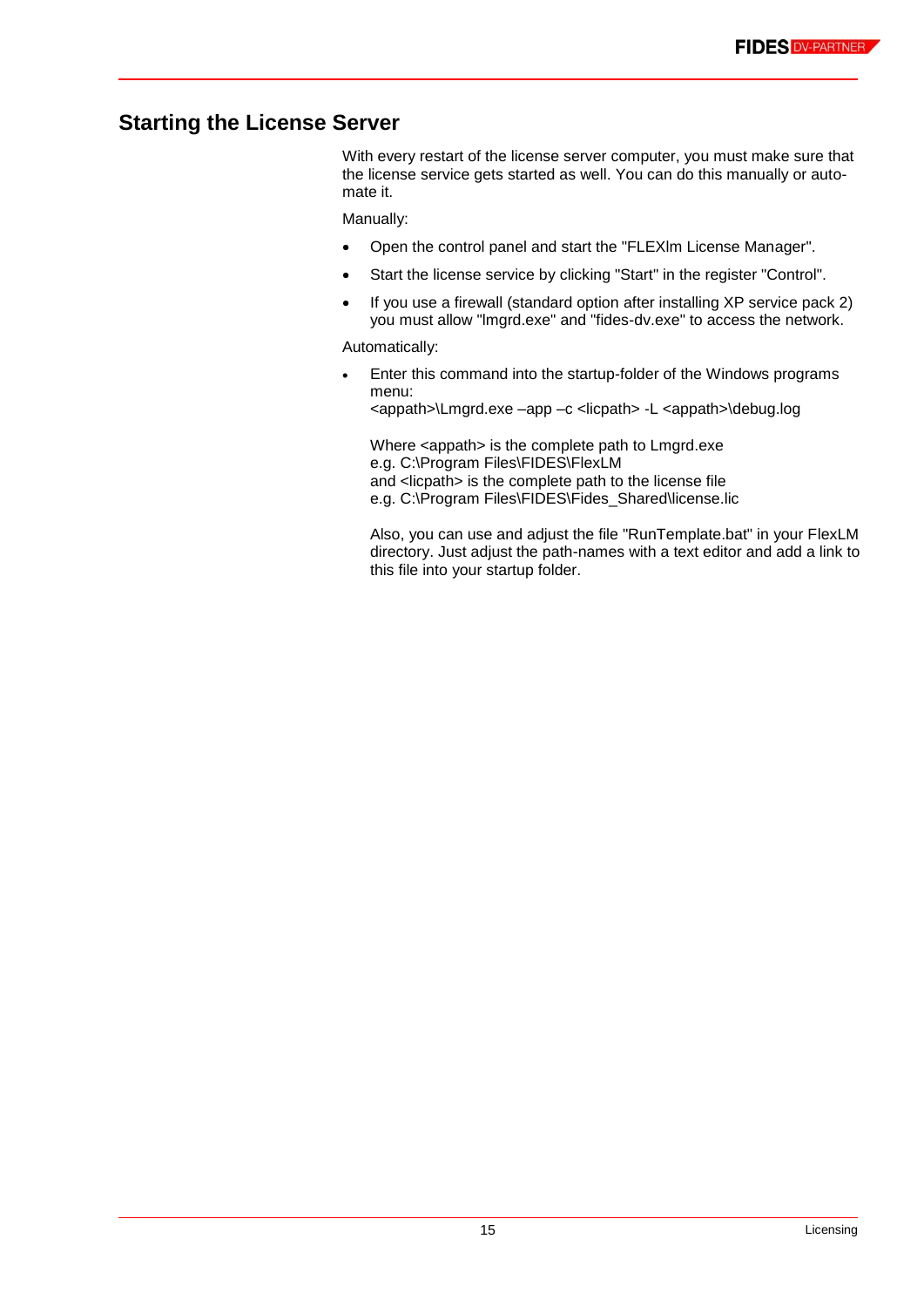## Starting the License Server

With every restart of the license server computer, you must make sure that the license service gets started as well. You can do this manually or automate it.

Manually:

- Open the control panel and start the "FLEXlm License Manager".
- Start the license service by clicking "Start" in the register "Control".
- If you use a firewall (standard option after installing XP service pack 2) you must allow "lmgrd.exe" and "fides-dv.exe" to access the network.

Automatically:

- Enter this command into the startup-folder of the Windows programs menu:
  <appath>\Lmgrd.exe –app –c <licpath> -L <appath>\debug.log

  Where <appath> is the complete path to Lmgrd.exe
  e.g. C:\Program Files\FIDES\FlexLM
  and <licpath> is the complete path to the license file
  e.g. C:\Program Files\FIDES\Fides_Shared\license.lic

  Also, you can use and adjust the file "RunTemplate.bat" in your FlexLM directory. Just adjust the path-names with a text editor and add a link to this file into your startup folder.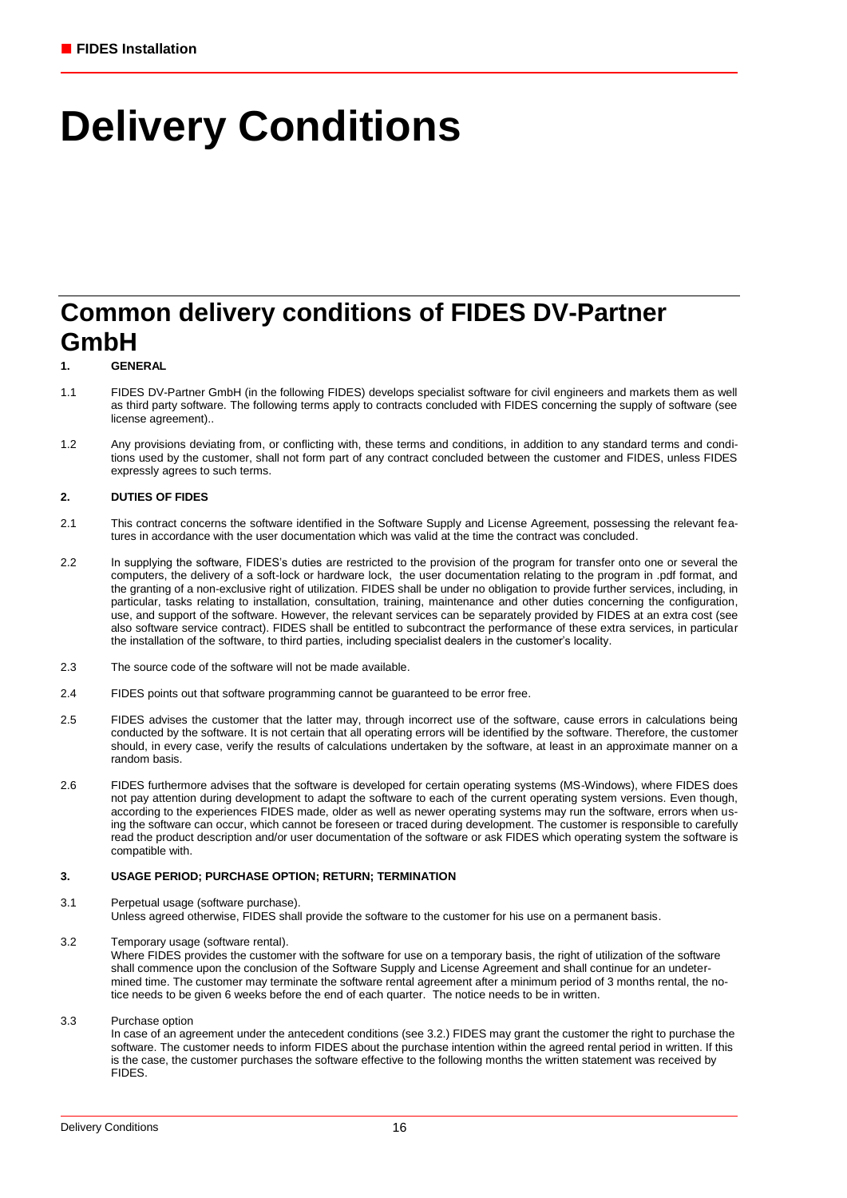# Delivery Conditions

## Common delivery conditions of FIDES DV-Partner GmbH

**1. GENERAL**

1.1 FIDES DV-Partner GmbH (in the following FIDES) develops specialist software for civil engineers and markets them as well as third party software. The following terms apply to contracts concluded with FIDES concerning the supply of software (see license agreement)..

1.2 Any provisions deviating from, or conflicting with, these terms and conditions, in addition to any standard terms and conditions used by the customer, shall not form part of any contract concluded between the customer and FIDES, unless FIDES expressly agrees to such terms.

**2. DUTIES OF FIDES**

2.1 This contract concerns the software identified in the Software Supply and License Agreement, possessing the relevant features in accordance with the user documentation which was valid at the time the contract was concluded.

2.2 In supplying the software, FIDES's duties are restricted to the provision of the program for transfer onto one or several the computers, the delivery of a soft-lock or hardware lock, the user documentation relating to the program in .pdf format, and the granting of a non-exclusive right of utilization. FIDES shall be under no obligation to provide further services, including, in particular, tasks relating to installation, consultation, training, maintenance and other duties concerning the configuration, use, and support of the software. However, the relevant services can be separately provided by FIDES at an extra cost (see also software service contract). FIDES shall be entitled to subcontract the performance of these extra services, in particular the installation of the software, to third parties, including specialist dealers in the customer's locality.

2.3 The source code of the software will not be made available.

2.4 FIDES points out that software programming cannot be guaranteed to be error free.

2.5 FIDES advises the customer that the latter may, through incorrect use of the software, cause errors in calculations being conducted by the software. It is not certain that all operating errors will be identified by the software. Therefore, the customer should, in every case, verify the results of calculations undertaken by the software, at least in an approximate manner on a random basis.

2.6 FIDES furthermore advises that the software is developed for certain operating systems (MS-Windows), where FIDES does not pay attention during development to adapt the software to each of the current operating system versions. Even though, according to the experiences FIDES made, older as well as newer operating systems may run the software, errors when using the software can occur, which cannot be foreseen or traced during development. The customer is responsible to carefully read the product description and/or user documentation of the software or ask FIDES which operating system the software is compatible with.

**3. USAGE PERIOD; PURCHASE OPTION; RETURN; TERMINATION**

3.1 Perpetual usage (software purchase).
Unless agreed otherwise, FIDES shall provide the software to the customer for his use on a permanent basis.

3.2 Temporary usage (software rental).
Where FIDES provides the customer with the software for use on a temporary basis, the right of utilization of the software shall commence upon the conclusion of the Software Supply and License Agreement and shall continue for an undetermined time. The customer may terminate the software rental agreement after a minimum period of 3 months rental, the notice needs to be given 6 weeks before the end of each quarter. The notice needs to be in written.

3.3 Purchase option
In case of an agreement under the antecedent conditions (see 3.2.) FIDES may grant the customer the right to purchase the software. The customer needs to inform FIDES about the purchase intention within the agreed rental period in written. If this is the case, the customer purchases the software effective to the following months the written statement was received by FIDES.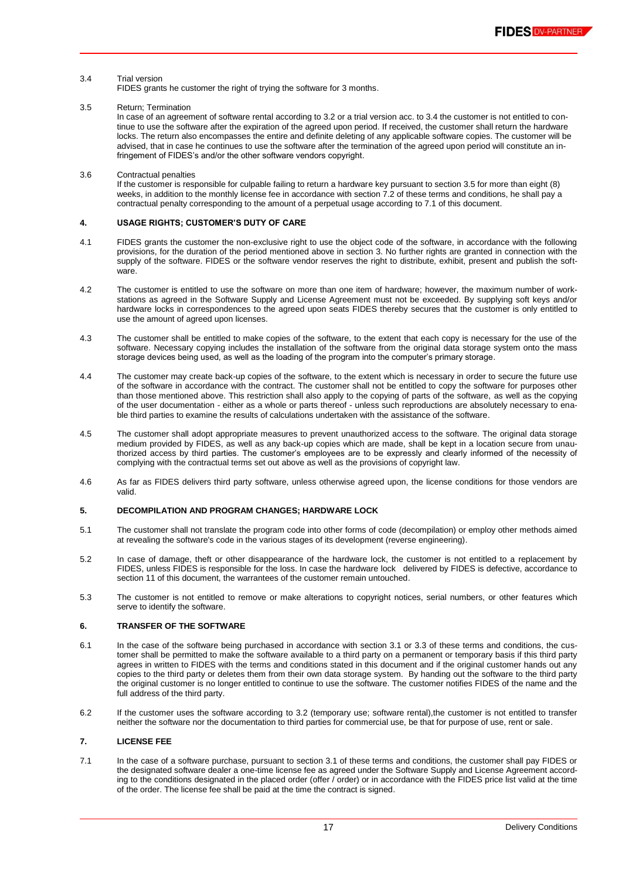3.4 Trial version

FIDES grants he customer the right of trying the software for 3 months.

3.5 Return; Termination

In case of an agreement of software rental according to 3.2 or a trial version acc. to 3.4 the customer is not entitled to continue to use the software after the expiration of the agreed upon period. If received, the customer shall return the hardware locks. The return also encompasses the entire and definite deleting of any applicable software copies. The customer will be advised, that in case he continues to use the software after the termination of the agreed upon period will constitute an infringement of FIDES's and/or the other software vendors copyright.

3.6 Contractual penalties

If the customer is responsible for culpable failing to return a hardware key pursuant to section 3.5 for more than eight (8) weeks, in addition to the monthly license fee in accordance with section 7.2 of these terms and conditions, he shall pay a contractual penalty corresponding to the amount of a perpetual usage according to 7.1 of this document.

## 4. USAGE RIGHTS; CUSTOMER'S DUTY OF CARE

4.1 FIDES grants the customer the non-exclusive right to use the object code of the software, in accordance with the following provisions, for the duration of the period mentioned above in section 3. No further rights are granted in connection with the supply of the software. FIDES or the software vendor reserves the right to distribute, exhibit, present and publish the software.

4.2 The customer is entitled to use the software on more than one item of hardware; however, the maximum number of workstations as agreed in the Software Supply and License Agreement must not be exceeded. By supplying soft keys and/or hardware locks in correspondences to the agreed upon seats FIDES thereby secures that the customer is only entitled to use the amount of agreed upon licenses.

4.3 The customer shall be entitled to make copies of the software, to the extent that each copy is necessary for the use of the software. Necessary copying includes the installation of the software from the original data storage system onto the mass storage devices being used, as well as the loading of the program into the computer's primary storage.

4.4 The customer may create back-up copies of the software, to the extent which is necessary in order to secure the future use of the software in accordance with the contract. The customer shall not be entitled to copy the software for purposes other than those mentioned above. This restriction shall also apply to the copying of parts of the software, as well as the copying of the user documentation - either as a whole or parts thereof - unless such reproductions are absolutely necessary to enable third parties to examine the results of calculations undertaken with the assistance of the software.

4.5 The customer shall adopt appropriate measures to prevent unauthorized access to the software. The original data storage medium provided by FIDES, as well as any back-up copies which are made, shall be kept in a location secure from unauthorized access by third parties. The customer's employees are to be expressly and clearly informed of the necessity of complying with the contractual terms set out above as well as the provisions of copyright law.

4.6 As far as FIDES delivers third party software, unless otherwise agreed upon, the license conditions for those vendors are valid.

## 5. DECOMPILATION AND PROGRAM CHANGES; HARDWARE LOCK

5.1 The customer shall not translate the program code into other forms of code (decompilation) or employ other methods aimed at revealing the software's code in the various stages of its development (reverse engineering).

5.2 In case of damage, theft or other disappearance of the hardware lock, the customer is not entitled to a replacement by FIDES, unless FIDES is responsible for the loss. In case the hardware lock delivered by FIDES is defective, accordance to section 11 of this document, the warrantees of the customer remain untouched.

5.3 The customer is not entitled to remove or make alterations to copyright notices, serial numbers, or other features which serve to identify the software.

## 6. TRANSFER OF THE SOFTWARE

6.1 In the case of the software being purchased in accordance with section 3.1 or 3.3 of these terms and conditions, the customer shall be permitted to make the software available to a third party on a permanent or temporary basis if this third party agrees in written to FIDES with the terms and conditions stated in this document and if the original customer hands out any copies to the third party or deletes them from their own data storage system. By handing out the software to the third party the original customer is no longer entitled to continue to use the software. The customer notifies FIDES of the name and the full address of the third party.

6.2 If the customer uses the software according to 3.2 (temporary use; software rental),the customer is not entitled to transfer neither the software nor the documentation to third parties for commercial use, be that for purpose of use, rent or sale.

## 7. LICENSE FEE

7.1 In the case of a software purchase, pursuant to section 3.1 of these terms and conditions, the customer shall pay FIDES or the designated software dealer a one-time license fee as agreed under the Software Supply and License Agreement according to the conditions designated in the placed order (offer / order) or in accordance with the FIDES price list valid at the time of the order. The license fee shall be paid at the time the contract is signed.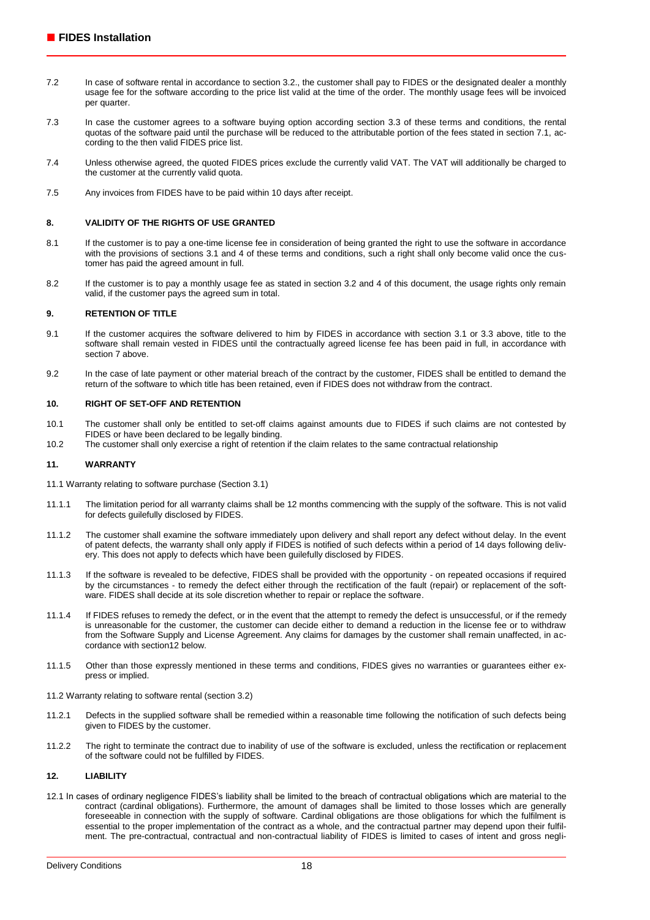7.2 In case of software rental in accordance to section 3.2., the customer shall pay to FIDES or the designated dealer a monthly usage fee for the software according to the price list valid at the time of the order. The monthly usage fees will be invoiced per quarter.

7.3 In case the customer agrees to a software buying option according section 3.3 of these terms and conditions, the rental quotas of the software paid until the purchase will be reduced to the attributable portion of the fees stated in section 7.1, according to the then valid FIDES price list.

7.4 Unless otherwise agreed, the quoted FIDES prices exclude the currently valid VAT. The VAT will additionally be charged to the customer at the currently valid quota.

7.5 Any invoices from FIDES have to be paid within 10 days after receipt.

## 8. VALIDITY OF THE RIGHTS OF USE GRANTED

8.1 If the customer is to pay a one-time license fee in consideration of being granted the right to use the software in accordance with the provisions of sections 3.1 and 4 of these terms and conditions, such a right shall only become valid once the customer has paid the agreed amount in full.

8.2 If the customer is to pay a monthly usage fee as stated in section 3.2 and 4 of this document, the usage rights only remain valid, if the customer pays the agreed sum in total.

## 9. RETENTION OF TITLE

9.1 If the customer acquires the software delivered to him by FIDES in accordance with section 3.1 or 3.3 above, title to the software shall remain vested in FIDES until the contractually agreed license fee has been paid in full, in accordance with section 7 above.

9.2 In the case of late payment or other material breach of the contract by the customer, FIDES shall be entitled to demand the return of the software to which title has been retained, even if FIDES does not withdraw from the contract.

## 10. RIGHT OF SET-OFF AND RETENTION

10.1 The customer shall only be entitled to set-off claims against amounts due to FIDES if such claims are not contested by FIDES or have been declared to be legally binding.

10.2 The customer shall only exercise a right of retention if the claim relates to the same contractual relationship

## 11. WARRANTY

11.1 Warranty relating to software purchase (Section 3.1)

11.1.1 The limitation period for all warranty claims shall be 12 months commencing with the supply of the software. This is not valid for defects guilefully disclosed by FIDES.

11.1.2 The customer shall examine the software immediately upon delivery and shall report any defect without delay. In the event of patent defects, the warranty shall only apply if FIDES is notified of such defects within a period of 14 days following delivery. This does not apply to defects which have been guilefully disclosed by FIDES.

11.1.3 If the software is revealed to be defective, FIDES shall be provided with the opportunity - on repeated occasions if required by the circumstances - to remedy the defect either through the rectification of the fault (repair) or replacement of the software. FIDES shall decide at its sole discretion whether to repair or replace the software.

11.1.4 If FIDES refuses to remedy the defect, or in the event that the attempt to remedy the defect is unsuccessful, or if the remedy is unreasonable for the customer, the customer can decide either to demand a reduction in the license fee or to withdraw from the Software Supply and License Agreement. Any claims for damages by the customer shall remain unaffected, in accordance with section12 below.

11.1.5 Other than those expressly mentioned in these terms and conditions, FIDES gives no warranties or guarantees either express or implied.

11.2 Warranty relating to software rental (section 3.2)

11.2.1 Defects in the supplied software shall be remedied within a reasonable time following the notification of such defects being given to FIDES by the customer.

11.2.2 The right to terminate the contract due to inability of use of the software is excluded, unless the rectification or replacement of the software could not be fulfilled by FIDES.

## 12. LIABILITY

12.1 In cases of ordinary negligence FIDES's liability shall be limited to the breach of contractual obligations which are material to the contract (cardinal obligations). Furthermore, the amount of damages shall be limited to those losses which are generally foreseeable in connection with the supply of software. Cardinal obligations are those obligations for which the fulfilment is essential to the proper implementation of the contract as a whole, and the contractual partner may depend upon their fulfilment. The pre-contractual, contractual and non-contractual liability of FIDES is limited to cases of intent and gross negli-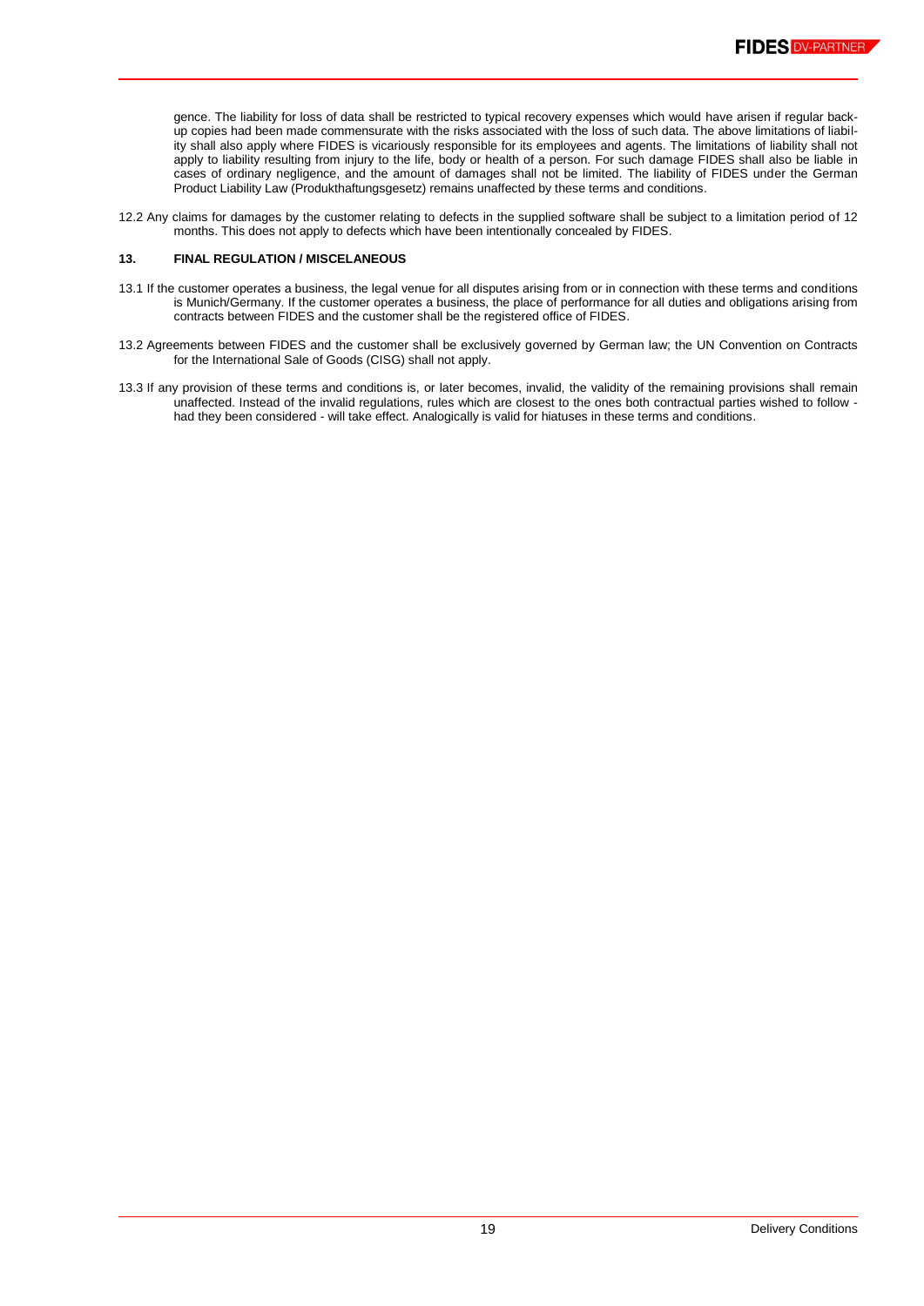gence. The liability for loss of data shall be restricted to typical recovery expenses which would have arisen if regular back-up copies had been made commensurate with the risks associated with the loss of such data. The above limitations of liability shall also apply where FIDES is vicariously responsible for its employees and agents. The limitations of liability shall not apply to liability resulting from injury to the life, body or health of a person. For such damage FIDES shall also be liable in cases of ordinary negligence, and the amount of damages shall not be limited. The liability of FIDES under the German Product Liability Law (Produkthaftungsgesetz) remains unaffected by these terms and conditions.

12.2 Any claims for damages by the customer relating to defects in the supplied software shall be subject to a limitation period of 12 months. This does not apply to defects which have been intentionally concealed by FIDES.

## 13. FINAL REGULATION / MISCELANEOUS

13.1 If the customer operates a business, the legal venue for all disputes arising from or in connection with these terms and conditions is Munich/Germany. If the customer operates a business, the place of performance for all duties and obligations arising from contracts between FIDES and the customer shall be the registered office of FIDES.

13.2 Agreements between FIDES and the customer shall be exclusively governed by German law; the UN Convention on Contracts for the International Sale of Goods (CISG) shall not apply.

13.3 If any provision of these terms and conditions is, or later becomes, invalid, the validity of the remaining provisions shall remain unaffected. Instead of the invalid regulations, rules which are closest to the ones both contractual parties wished to follow - had they been considered - will take effect. Analogically is valid for hiatuses in these terms and conditions.